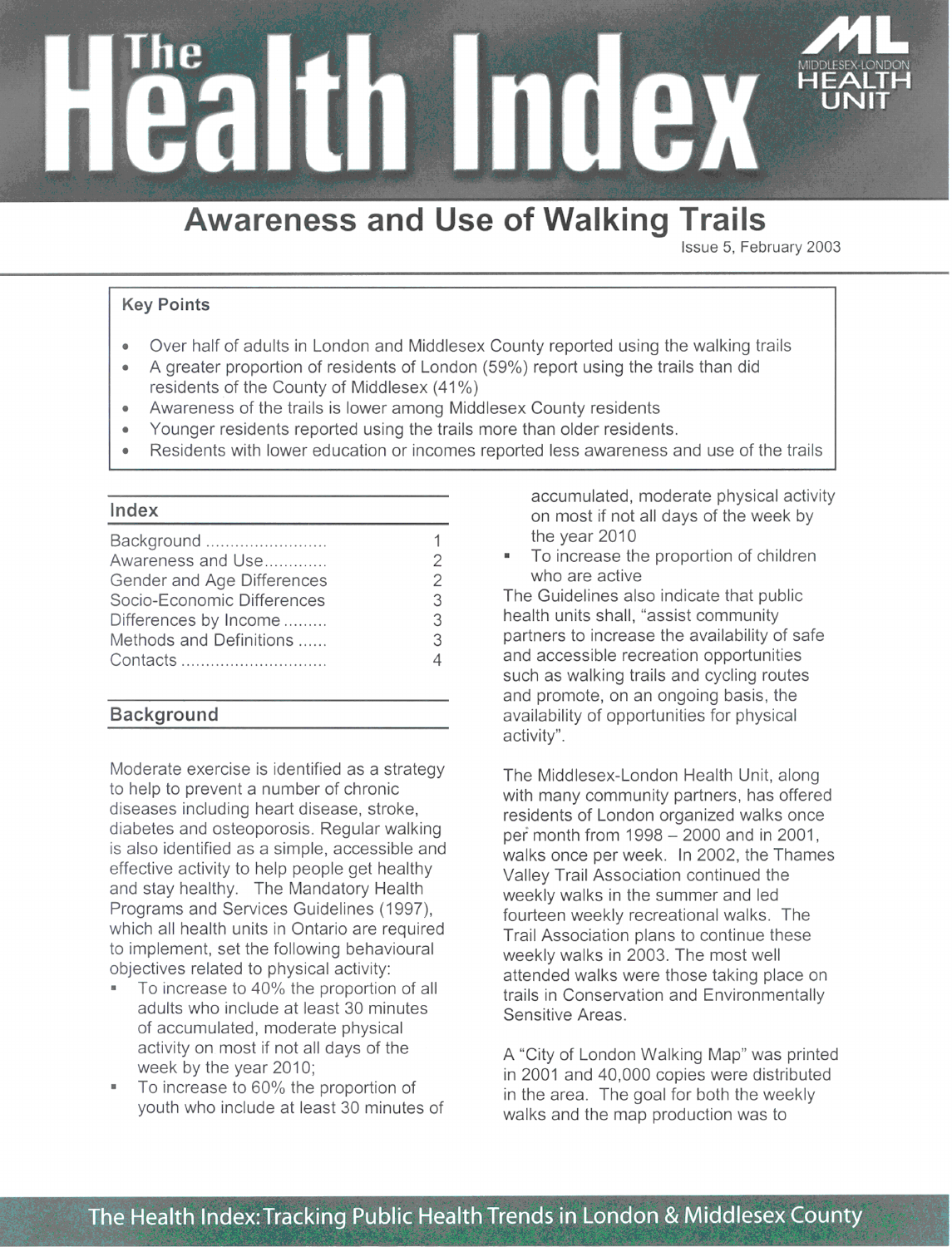# The Health Index

## Awareness and Use of Walking Trails

Issue 5, February 2003

**Key Points**

- Over half of adults in London and Middlesex County reported using the walking trails
- A greater proportion of residents of London (59%) report using the trails than did residents of the County of Middlesex (41%)
- Awareness of the trails is lower among Middlesex County residents
- Younger residents reported using the trails more than older residents.
- Residents with lower education or incomes reported less awareness and use of the trails

### Index

| | |
|---|---|
| Background | 1 |
| Awareness and Use | 2 |
| Gender and Age Differences | 2 |
| Socio-Economic Differences | 3 |
| Differences by Income | 3 |
| Methods and Definitions | 3 |
| Contacts | 4 |

### Background

Moderate exercise is identified as a strategy to help to prevent a number of chronic diseases including heart disease, stroke, diabetes and osteoporosis. Regular walking is also identified as a simple, accessible and effective activity to help people get healthy and stay healthy. The Mandatory Health Programs and Services Guidelines (1997), which all health units in Ontario are required to implement, set the following behavioural objectives related to physical activity:

- To increase to 40% the proportion of all adults who include at least 30 minutes of accumulated, moderate physical activity on most if not all days of the week by the year 2010;
- To increase to 60% the proportion of youth who include at least 30 minutes of accumulated, moderate physical activity on most if not all days of the week by the year 2010
- To increase the proportion of children who are active

The Guidelines also indicate that public health units shall, "assist community partners to increase the availability of safe and accessible recreation opportunities such as walking trails and cycling routes and promote, on an ongoing basis, the availability of opportunities for physical activity".

The Middlesex-London Health Unit, along with many community partners, has offered residents of London organized walks once per month from 1998 – 2000 and in 2001, walks once per week. In 2002, the Thames Valley Trail Association continued the weekly walks in the summer and led fourteen weekly recreational walks. The Trail Association plans to continue these weekly walks in 2003. The most well attended walks were those taking place on trails in Conservation and Environmentally Sensitive Areas.

A "City of London Walking Map" was printed in 2001 and 40,000 copies were distributed in the area. The goal for both the weekly walks and the map production was to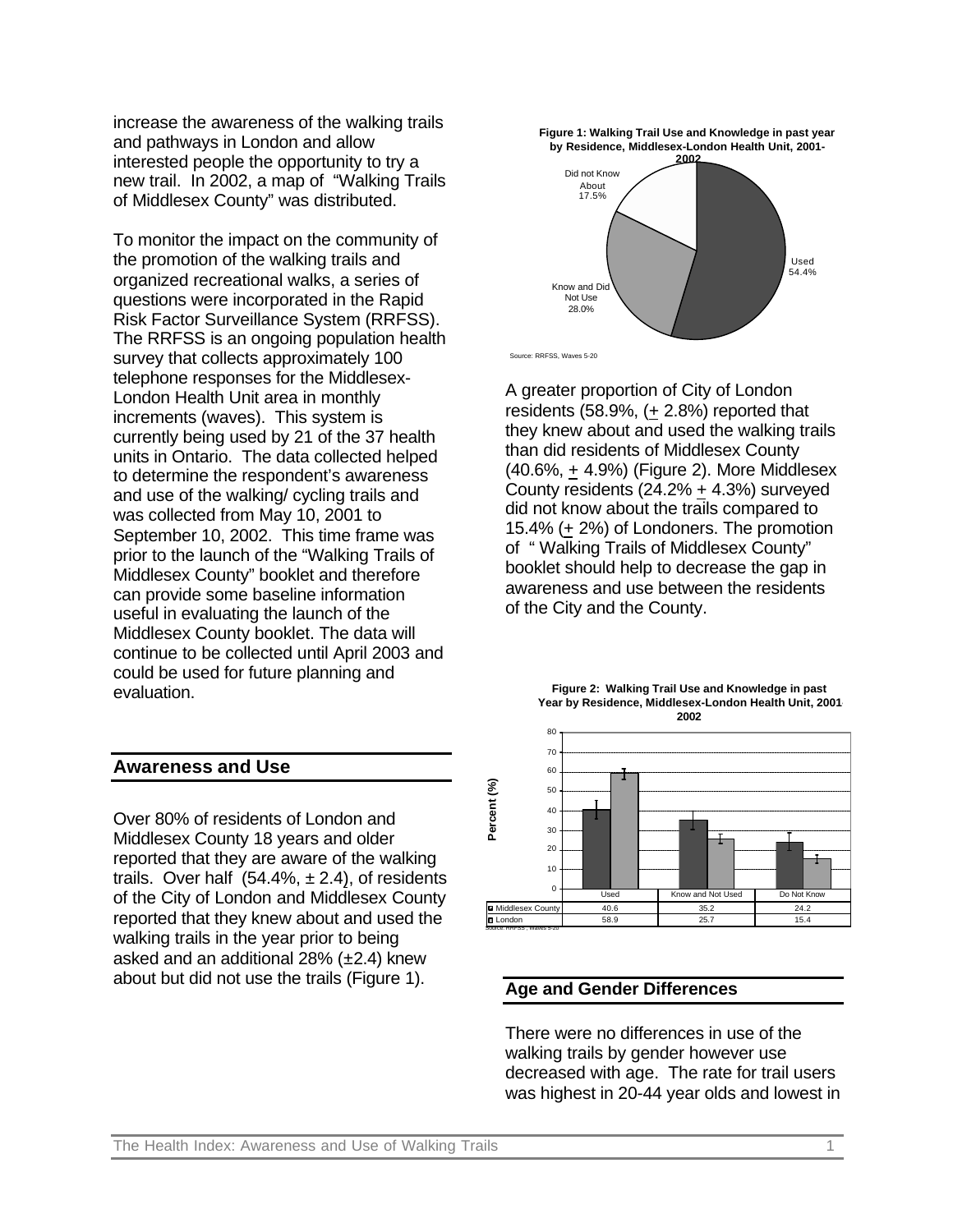increase the awareness of the walking trails and pathways in London and allow interested people the opportunity to try a new trail. In 2002, a map of "Walking Trails of Middlesex County" was distributed.

To monitor the impact on the community of the promotion of the walking trails and organized recreational walks, a series of questions were incorporated in the Rapid Risk Factor Surveillance System (RRFSS). The RRFSS is an ongoing population health survey that collects approximately 100 telephone responses for the Middlesex-London Health Unit area in monthly increments (waves). This system is currently being used by 21 of the 37 health units in Ontario. The data collected helped to determine the respondent's awareness and use of the walking/ cycling trails and was collected from May 10, 2001 to September 10, 2002. This time frame was prior to the launch of the "Walking Trails of Middlesex County" booklet and therefore can provide some baseline information useful in evaluating the launch of the Middlesex County booklet. The data will continue to be collected until April 2003 and could be used for future planning and evaluation.

## Awareness and Use

Over 80% of residents of London and Middlesex County 18 years and older reported that they are aware of the walking trails. Over half (54.4%, ± 2.4), of residents of the City of London and Middlesex County reported that they knew about and used the walking trails in the year prior to being asked and an additional 28% (±2.4) knew about but did not use the trails (Figure 1).

**Figure 1: Walking Trail Use and Knowledge in past year by Residence, Middlesex-London Health Unit, 2001-2002**

| Category | Percent |
|---|---|
| Used | 54.4% |
| Know and Did Not Use | 28.0% |
| Did not Know About | 17.5% |

Source: RRFSS, Waves 5-20

A greater proportion of City of London residents (58.9%, (± 2.8%) reported that they knew about and used the walking trails than did residents of Middlesex County (40.6%, ± 4.9%) (Figure 2). More Middlesex County residents (24.2% ± 4.3%) surveyed did not know about the trails compared to 15.4% (± 2%) of Londoners. The promotion of " Walking Trails of Middlesex County" booklet should help to decrease the gap in awareness and use between the residents of the City and the County.

**Figure 2: Walking Trail Use and Knowledge in past Year by Residence, Middlesex-London Health Unit, 2001-2002**

| Percent (%) | Used | Know and Not Used | Do Not Know |
|---|---|---|---|
| Middlesex County | 40.6 | 35.2 | 24.2 |
| London | 58.9 | 25.7 | 15.4 |

Source: RRFSS, Waves 5-20

## Age and Gender Differences

There were no differences in use of the walking trails by gender however use decreased with age. The rate for trail users was highest in 20-44 year olds and lowest in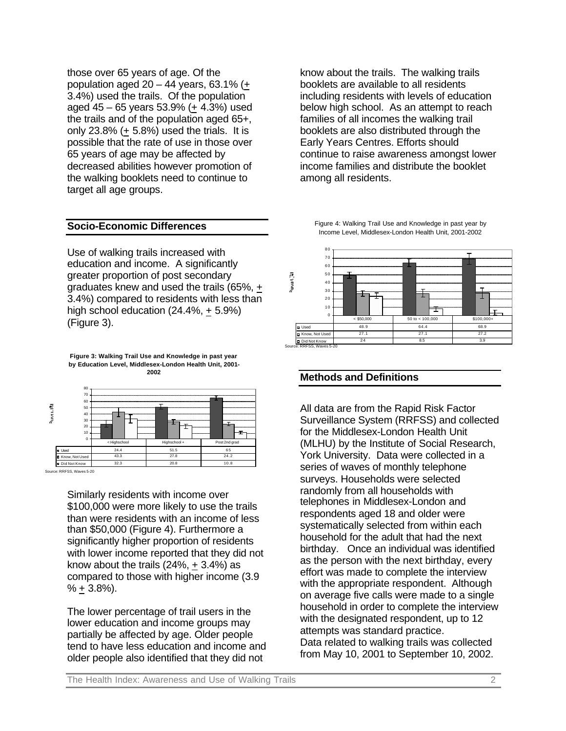those over 65 years of age. Of the population aged 20 – 44 years, 63.1% (± 3.4%) used the trails. Of the population aged 45 – 65 years 53.9% (± 4.3%) used the trails and of the population aged 65+, only 23.8% (± 5.8%) used the trials. It is possible that the rate of use in those over 65 years of age may be affected by decreased abilities however promotion of the walking booklets need to continue to target all age groups.

## Socio-Economic Differences

Use of walking trails increased with education and income. A significantly greater proportion of post secondary graduates knew and used the trails (65%, ± 3.4%) compared to residents with less than high school education (24.4%, ± 5.9%) (Figure 3).

**Figure 3: Walking Trail Use and Knowledge in past year by Education Level, Middlesex-London Health Unit, 2001-2002**

| | < Highschool | Highschool + | Post 2nd grad |
|---|---|---|---|
| Used | 24.4 | 51.5 | 65 |
| Know, Not Used | 43.3 | 27.8 | 24.2 |
| Did Not Know | 32.3 | 20.8 | 10.8 |

Source: RRFSS, Waves 5-20

Similarly residents with income over $100,000 were more likely to use the trails than were residents with an income of less than $50,000 (Figure 4). Furthermore a significantly higher proportion of residents with lower income reported that they did not know about the trails (24%, ± 3.4%) as compared to those with higher income (3.9 % ± 3.8%).

The lower percentage of trail users in the lower education and income groups may partially be affected by age. Older people tend to have less education and income and older people also identified that they did not know about the trails. The walking trails booklets are available to all residents including residents with levels of education below high school. As an attempt to reach families of all incomes the walking trail booklets are also distributed through the Early Years Centres. Efforts should continue to raise awareness amongst lower income families and distribute the booklet among all residents.

Figure 4: Walking Trail Use and Knowledge in past year by Income Level, Middlesex-London Health Unit, 2001-2002

| | < $50,000 | 50 to < 100,000 | $100,000+ |
|---|---|---|---|
| Used | 48.9 | 64.4 | 68.9 |
| Know, Not Used | 27.1 | 27.1 | 27.2 |
| Did Not Know | 24 | 8.5 | 3.9 |

Source: RRFSS, Waves 5-20

## Methods and Definitions

All data are from the Rapid Risk Factor Surveillance System (RRFSS) and collected for the Middlesex-London Health Unit (MLHU) by the Institute of Social Research, York University. Data were collected in a series of waves of monthly telephone surveys. Households were selected randomly from all households with telephones in Middlesex-London and respondents aged 18 and older were systematically selected from within each household for the adult that had the next birthday. Once an individual was identified as the person with the next birthday, every effort was made to complete the interview with the appropriate respondent. Although on average five calls were made to a single household in order to complete the interview with the designated respondent, up to 12 attempts was standard practice.
Data related to walking trails was collected from May 10, 2001 to September 10, 2002.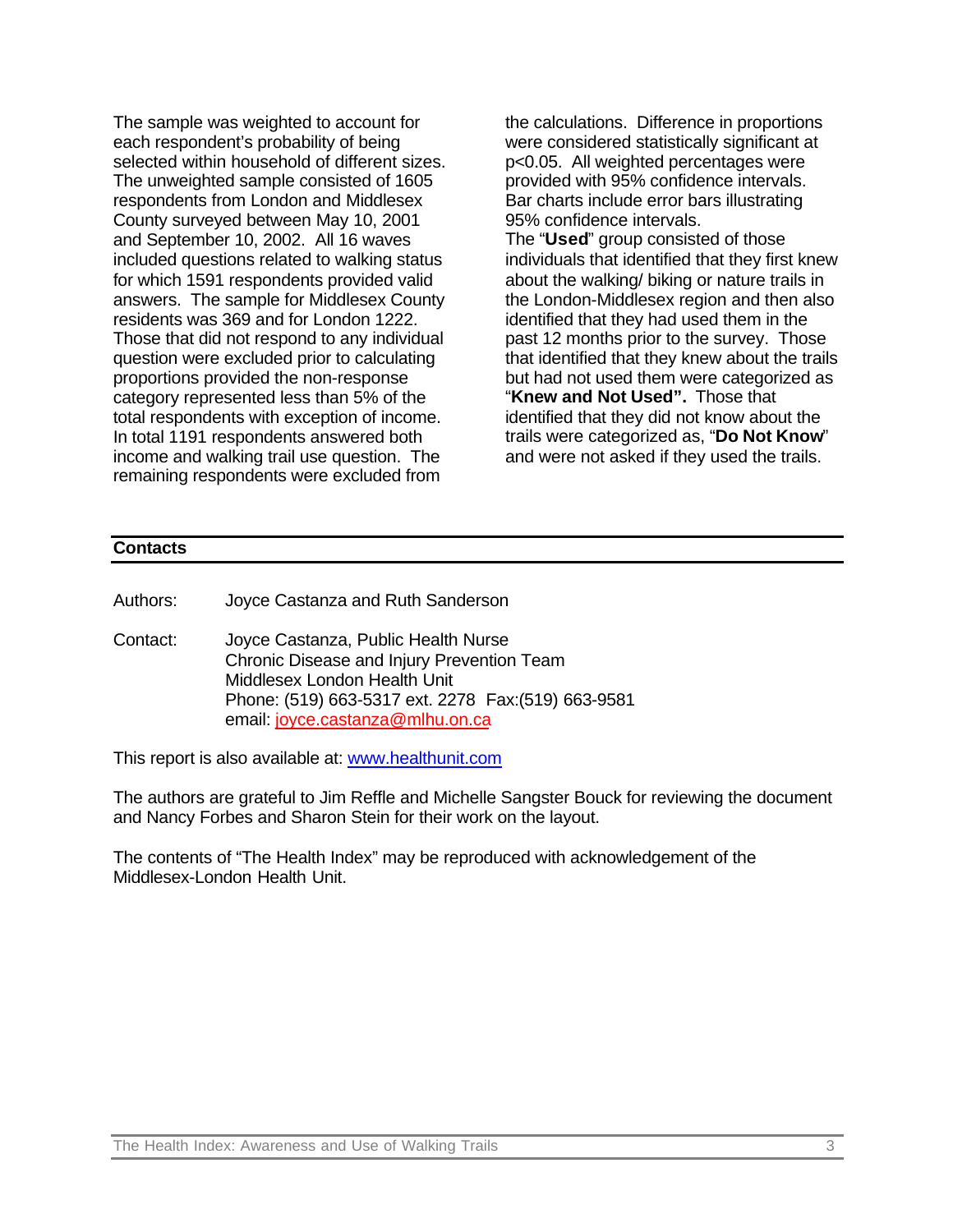The sample was weighted to account for each respondent's probability of being selected within household of different sizes. The unweighted sample consisted of 1605 respondents from London and Middlesex County surveyed between May 10, 2001 and September 10, 2002. All 16 waves included questions related to walking status for which 1591 respondents provided valid answers. The sample for Middlesex County residents was 369 and for London 1222. Those that did not respond to any individual question were excluded prior to calculating proportions provided the non-response category represented less than 5% of the total respondents with exception of income. In total 1191 respondents answered both income and walking trail use question. The remaining respondents were excluded from the calculations. Difference in proportions were considered statistically significant at $p<0.05$. All weighted percentages were provided with 95% confidence intervals. Bar charts include error bars illustrating 95% confidence intervals.

The "**Used**" group consisted of those individuals that identified that they first knew about the walking/ biking or nature trails in the London-Middlesex region and then also identified that they had used them in the past 12 months prior to the survey. Those that identified that they knew about the trails but had not used them were categorized as "**Knew and Not Used".** Those that identified that they did not know about the trails were categorized as, "**Do Not Know**" and were not asked if they used the trails.

## Contacts

Authors: Joyce Castanza and Ruth Sanderson

Contact: Joyce Castanza, Public Health Nurse
Chronic Disease and Injury Prevention Team
Middlesex London Health Unit
Phone: (519) 663-5317 ext. 2278 Fax:(519) 663-9581
email: joyce.castanza@mlhu.on.ca

This report is also available at: www.healthunit.com

The authors are grateful to Jim Reffle and Michelle Sangster Bouck for reviewing the document and Nancy Forbes and Sharon Stein for their work on the layout.

The contents of "The Health Index" may be reproduced with acknowledgement of the Middlesex-London Health Unit.